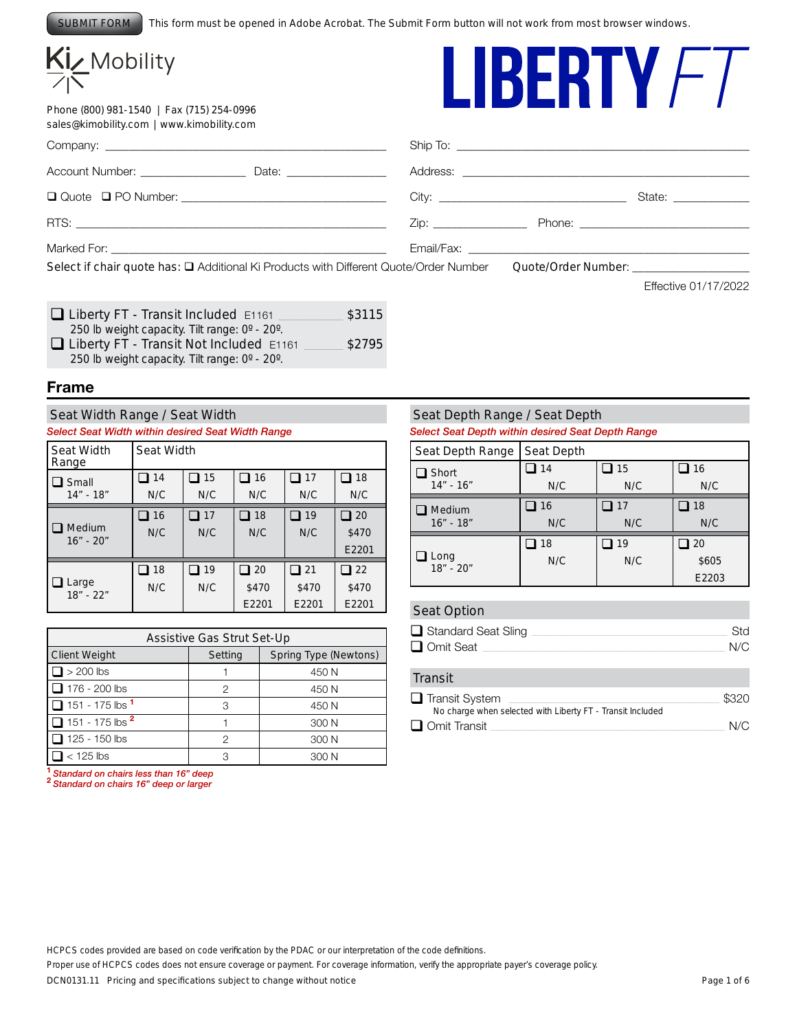SUBMIT FORM This form must be opened in Adobe Acrobat. The Submit Form button will not work from most browser windows.

Ki Mobility

# LIBERTY FT

Phone (800) 981-1540 | Fax (715) 254-0996
sales@kimobility.com | www.kimobility.com

Company: ______________________ Ship To: ______________________

Account Number: ____________ Date: ____________ Address: ______________________

❑ Quote ❑ PO Number: ______________________ City: ______________ State: __________

RTS: ______________________ Zip: __________ Phone: ______________

Marked For: ______________________ Email/Fax: ______________________

Select if chair quote has: ❑ Additional Ki Products with Different Quote/Order Number Quote/Order Number: ______________

Effective 01/17/2022

- ❑ Liberty FT - Transit Included E1161 ________ $3115
  250 lb weight capacity. Tilt range: 0º - 20º.
- ❑ Liberty FT - Transit Not Included E1161 ________ $2795
  250 lb weight capacity. Tilt range: 0º - 20º.

## Frame

### Seat Width Range / Seat Width

*Select Seat Width within desired Seat Width Range*

| Seat Width Range | Seat Width | | | | |
|---|---|---|---|---|---|
| ❑ Small 14" - 18" | ❑ 14 N/C | ❑ 15 N/C | ❑ 16 N/C | ❑ 17 N/C | ❑ 18 N/C |
| ❑ Medium 16" - 20" | ❑ 16 N/C | ❑ 17 N/C | ❑ 18 N/C | ❑ 19 N/C | ❑ 20 $470 E2201 |
| ❑ Large 18" - 22" | ❑ 18 N/C | ❑ 19 N/C | ❑ 20 $470 E2201 | ❑ 21 $470 E2201 | ❑ 22 $470 E2201 |

### Seat Depth Range / Seat Depth

*Select Seat Depth within desired Seat Depth Range*

| Seat Depth Range | Seat Depth | | |
|---|---|---|---|
| ❑ Short 14" - 16" | ❑ 14 N/C | ❑ 15 N/C | ❑ 16 N/C |
| ❑ Medium 16" - 18" | ❑ 16 N/C | ❑ 17 N/C | ❑ 18 N/C |
| ❑ Long 18" - 20" | ❑ 18 N/C | ❑ 19 N/C | ❑ 20 $605 E2203 |

### Assistive Gas Strut Set-Up

| Client Weight | Setting | Spring Type (Newtons) |
|---|---|---|
| ❑ > 200 lbs | 1 | 450 N |
| ❑ 176 - 200 lbs | 2 | 450 N |
| ❑ 151 - 175 lbs [1] | 3 | 450 N |
| ❑ 151 - 175 lbs [2] | 1 | 300 N |
| ❑ 125 - 150 lbs | 2 | 300 N |
| ❑ < 125 lbs | 3 | 300 N |

*[1] Standard on chairs less than 16" deep*
*[2] Standard on chairs 16" deep or larger*

### Seat Option

- ❑ Standard Seat Sling ________ Std
- ❑ Omit Seat ________ N/C

### Transit

- ❑ Transit System ________ $320
  No charge when selected with Liberty FT - Transit Included
- ❑ Omit Transit ________ N/C

HCPCS codes provided are based on code verification by the PDAC or our interpretation of the code definitions.
Proper use of HCPCS codes does not ensure coverage or payment. For coverage information, verify the appropriate payer's coverage policy.
DCN0131.11 Pricing and specifications subject to change without notice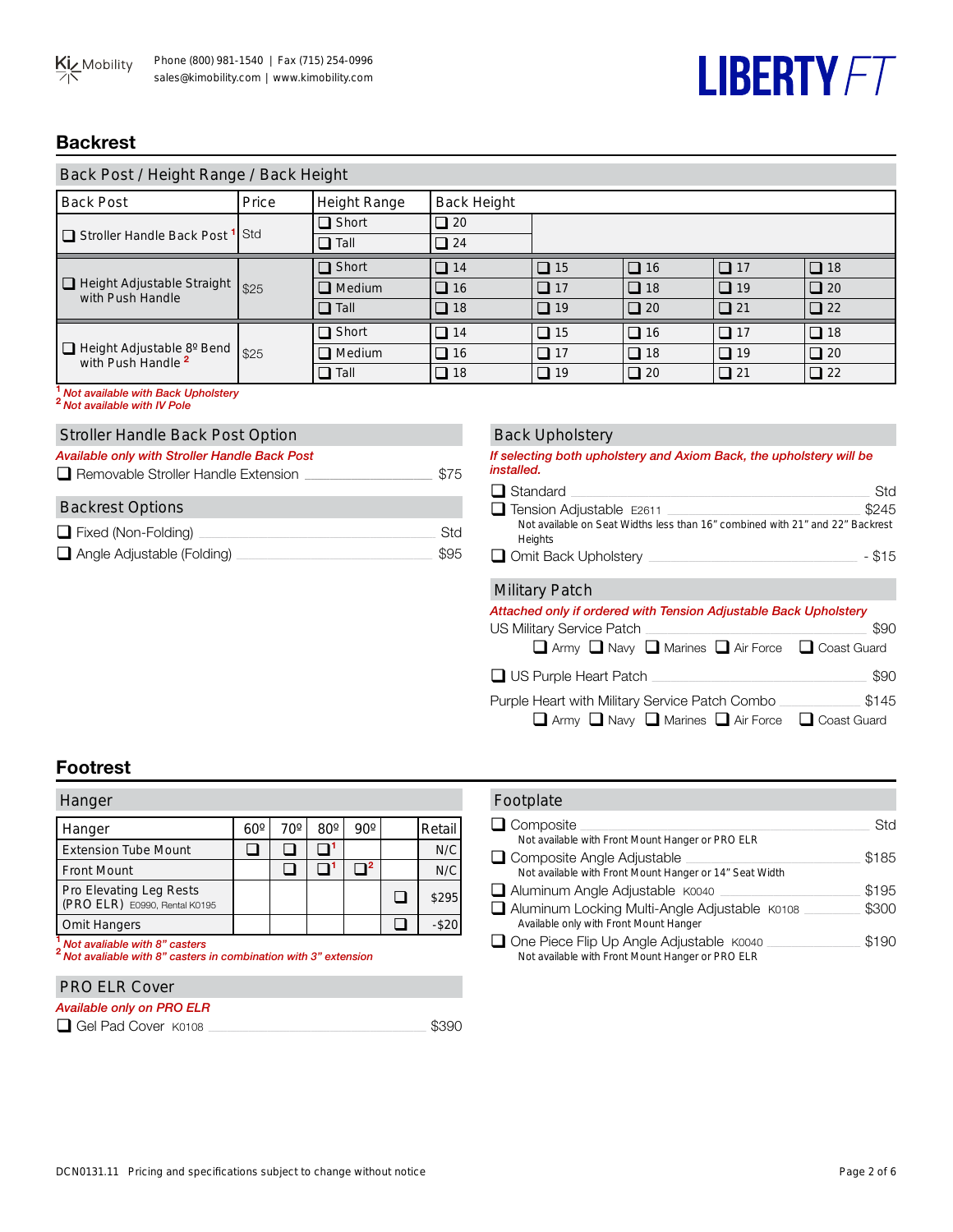## Backrest

### Back Post / Height Range / Back Height

| Back Post | Price | Height Range | Back Height | | | | |
|---|---|---|---|---|---|---|---|
| ❑ Stroller Handle Back Post [1] | Std | ❑ Short | ❑ 20 | | | | |
| | | ❑ Tall | ❑ 24 | | | | |
| ❑ Height Adjustable Straight with Push Handle | $25 | ❑ Short | ❑ 14 | ❑ 15 | ❑ 16 | ❑ 17 | ❑ 18 |
| | | ❑ Medium | ❑ 16 | ❑ 17 | ❑ 18 | ❑ 19 | ❑ 20 |
| | | ❑ Tall | ❑ 18 | ❑ 19 | ❑ 20 | ❑ 21 | ❑ 22 |
| ❑ Height Adjustable 8º Bend with Push Handle [2] | $25 | ❑ Short | ❑ 14 | ❑ 15 | ❑ 16 | ❑ 17 | ❑ 18 |
| | | ❑ Medium | ❑ 16 | ❑ 17 | ❑ 18 | ❑ 19 | ❑ 20 |
| | | ❑ Tall | ❑ 18 | ❑ 19 | ❑ 20 | ❑ 21 | ❑ 22 |

[1] *Not available with Back Upholstery*
[2] *Not available with IV Pole*

### Stroller Handle Back Post Option

*Available only with Stroller Handle Back Post*

- ❑ Removable Stroller Handle Extension — $75

### Backrest Options

- ❑ Fixed (Non-Folding) — Std
- ❑ Angle Adjustable (Folding) — $95

### Back Upholstery

*If selecting both upholstery and Axiom Back, the upholstery will be installed.*

- ❑ Standard — Std
- ❑ Tension Adjustable E2611 — $245
  Not available on Seat Widths less than 16" combined with 21" and 22" Backrest Heights
- ❑ Omit Back Upholstery — - $15

### Military Patch

*Attached only if ordered with Tension Adjustable Back Upholstery*

US Military Service Patch — $90
❑ Army ❑ Navy ❑ Marines ❑ Air Force ❑ Coast Guard

❑ US Purple Heart Patch — $90

Purple Heart with Military Service Patch Combo — $145
❑ Army ❑ Navy ❑ Marines ❑ Air Force ❑ Coast Guard

## Footrest

### Hanger

| Hanger | 60º | 70º | 80º | 90º | | Retail |
|---|---|---|---|---|---|---|
| Extension Tube Mount | ❑ | ❑ | ❑ [1] | | | N/C |
| Front Mount | | ❑ | ❑ [1] | ❑ [2] | | N/C |
| Pro Elevating Leg Rests (PRO ELR) E0990, Rental K0195 | | | | | ❑ | $295 |
| Omit Hangers | | | | | ❑ | -$20 |

[1] *Not avaliable with 8" casters*
[2] *Not avaliable with 8" casters in combination with 3" extension*

### PRO ELR Cover

*Available only on PRO ELR*

- ❑ Gel Pad Cover K0108 — $390

### Footplate

- ❑ Composite — Std
  Not available with Front Mount Hanger or PRO ELR
- ❑ Composite Angle Adjustable — $185
  Not available with Front Mount Hanger or 14" Seat Width
- ❑ Aluminum Angle Adjustable K0040 — $195
- ❑ Aluminum Locking Multi-Angle Adjustable K0108 — $300
  Available only with Front Mount Hanger
- ❑ One Piece Flip Up Angle Adjustable K0040 — $190
  Not available with Front Mount Hanger or PRO ELR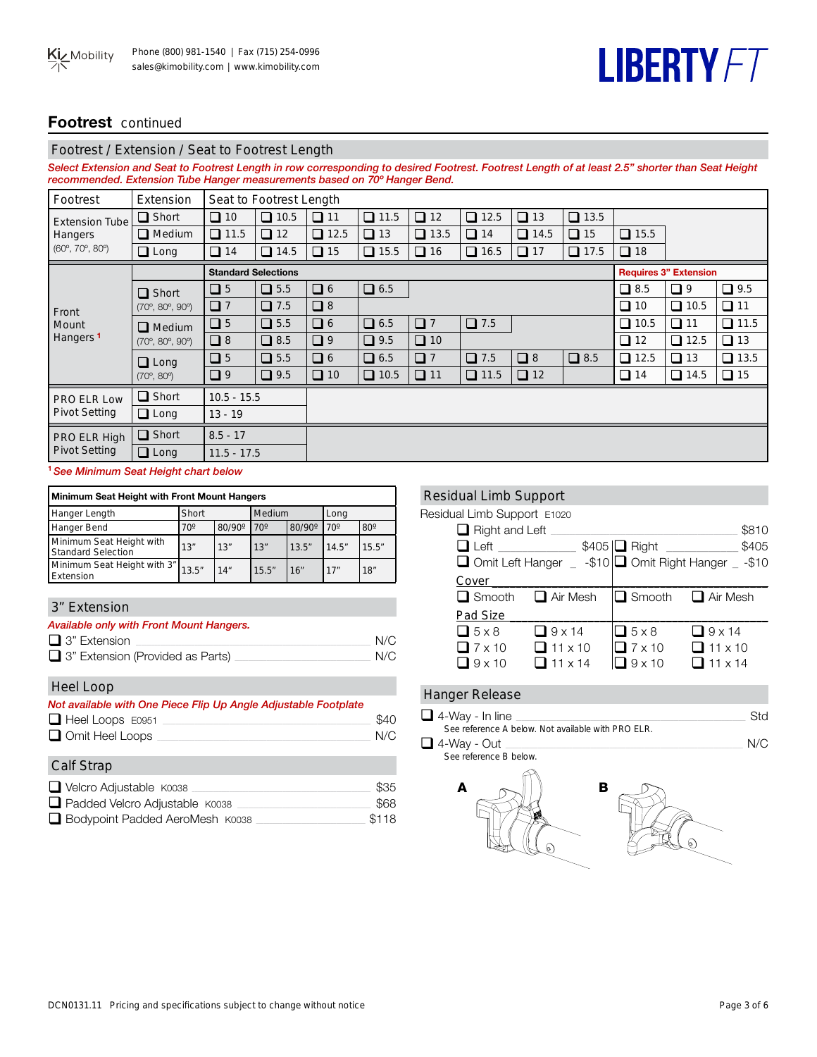## Footrest continued

### Footrest / Extension / Seat to Footrest Length

*Select Extension and Seat to Footrest Length in row corresponding to desired Footrest. Footrest Length of at least 2.5" shorter than Seat Height recommended. Extension Tube Hanger measurements based on 70º Hanger Bend.*

| Footrest | Extension | Seat to Footrest Length | | | | | | | | | | |
|---|---|---|---|---|---|---|---|---|---|---|---|---|
| Extension Tube Hangers (60º, 70º, 80º) | ❑ Short | ❑ 10 | ❑ 10.5 | ❑ 11 | ❑ 11.5 | ❑ 12 | ❑ 12.5 | ❑ 13 | ❑ 13.5 | | | |
| | ❑ Medium | ❑ 11.5 | ❑ 12 | ❑ 12.5 | ❑ 13 | ❑ 13.5 | ❑ 14 | ❑ 14.5 | ❑ 15 | ❑ 15.5 | | |
| | ❑ Long | ❑ 14 | ❑ 14.5 | ❑ 15 | ❑ 15.5 | ❑ 16 | ❑ 16.5 | ❑ 17 | ❑ 17.5 | ❑ 18 | | |
| Front Mount Hangers [1] | | **Standard Selections** | | | | | | | | **Requires 3" Extension** | | |
| | ❑ Short (70º, 80º, 90º) | ❑ 5 | ❑ 5.5 | ❑ 6 | ❑ 6.5 | | | | | ❑ 8.5 | ❑ 9 | ❑ 9.5 |
| | | ❑ 7 | ❑ 7.5 | ❑ 8 | | | | | | ❑ 10 | ❑ 10.5 | ❑ 11 |
| | ❑ Medium (70º, 80º, 90º) | ❑ 5 | ❑ 5.5 | ❑ 6 | ❑ 6.5 | ❑ 7 | ❑ 7.5 | | | ❑ 10.5 | ❑ 11 | ❑ 11.5 |
| | | ❑ 8 | ❑ 8.5 | ❑ 9 | ❑ 9.5 | ❑ 10 | | | | ❑ 12 | ❑ 12.5 | ❑ 13 |
| | ❑ Long (70º, 80º) | ❑ 5 | ❑ 5.5 | ❑ 6 | ❑ 6.5 | ❑ 7 | ❑ 7.5 | ❑ 8 | ❑ 8.5 | ❑ 12.5 | ❑ 13 | ❑ 13.5 |
| | | ❑ 9 | ❑ 9.5 | ❑ 10 | ❑ 10.5 | ❑ 11 | ❑ 11.5 | ❑ 12 | | ❑ 14 | ❑ 14.5 | ❑ 15 |
| PRO ELR Low Pivot Setting | ❑ Short | 10.5 - 15.5 | | | | | | | | | | |
| | ❑ Long | 13 - 19 | | | | | | | | | | |
| PRO ELR High Pivot Setting | ❑ Short | 8.5 - 17 | | | | | | | | | | |
| | ❑ Long | 11.5 - 17.5 | | | | | | | | | | |

[1] *See Minimum Seat Height chart below*

| Minimum Seat Height with Front Mount Hangers | | | | | | |
|---|---|---|---|---|---|---|
| Hanger Length | Short | | Medium | | Long | |
| Hanger Bend | 70º | 80/90º | 70º | 80/90º | 70º | 80º |
| Minimum Seat Height with Standard Selection | 13" | 13" | 13" | 13.5" | 14.5" | 15.5" |
| Minimum Seat Height with 3" Extension | 13.5" | 14" | 15.5" | 16" | 17" | 18" |

### 3" Extension

*Available only with Front Mount Hangers.*

- ❑ 3" Extension — N/C
- ❑ 3" Extension (Provided as Parts) — N/C

### Heel Loop

*Not available with One Piece Flip Up Angle Adjustable Footplate*

- ❑ Heel Loops E0951 — $40
- ❑ Omit Heel Loops — N/C

### Calf Strap

- ❑ Velcro Adjustable K0038 — $35
- ❑ Padded Velcro Adjustable K0038 — $68
- ❑ Bodypoint Padded AeroMesh K0038 — $118

### Residual Limb Support

Residual Limb Support E1020

- ❑ Right and Left — $810
- ❑ Left — $405 | ❑ Right — $405
- ❑ Omit Left Hanger — -$10 | ❑ Omit Right Hanger — -$10

Cover

| Left | | Right | |
|---|---|---|---|
| ❑ Smooth | ❑ Air Mesh | ❑ Smooth | ❑ Air Mesh |

Pad Size

| Left | | Right | |
|---|---|---|---|
| ❑ 5 x 8 | ❑ 9 x 14 | ❑ 5 x 8 | ❑ 9 x 14 |
| ❑ 7 x 10 | ❑ 11 x 10 | ❑ 7 x 10 | ❑ 11 x 10 |
| ❑ 9 x 10 | ❑ 11 x 14 | ❑ 9 x 10 | ❑ 11 x 14 |

### Hanger Release

- ❑ 4-Way - In line — Std
  See reference A below. Not available with PRO ELR.
- ❑ 4-Way - Out — N/C
  See reference B below.

A B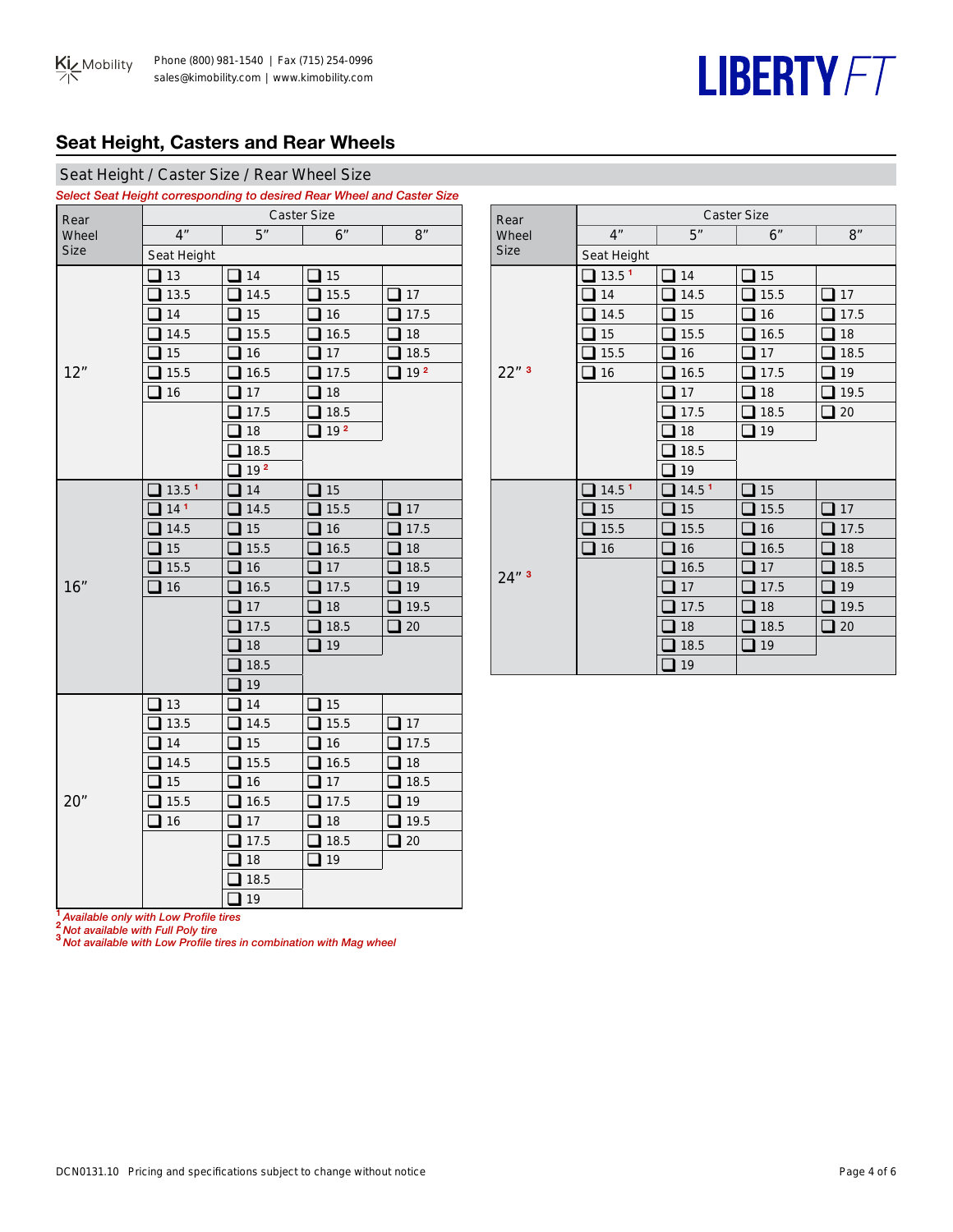## Seat Height, Casters and Rear Wheels

### Seat Height / Caster Size / Rear Wheel Size

*Select Seat Height corresponding to desired Rear Wheel and Caster Size*

| Rear Wheel Size | Caster Size 4" | Caster Size 5" | Caster Size 6" | Caster Size 8" |
|---|---|---|---|---|
| | Seat Height | | | |
| 12" | ❑ 13 | ❑ 14 | ❑ 15 | |
| | ❑ 13.5 | ❑ 14.5 | ❑ 15.5 | ❑ 17 |
| | ❑ 14 | ❑ 15 | ❑ 16 | ❑ 17.5 |
| | ❑ 14.5 | ❑ 15.5 | ❑ 16.5 | ❑ 18 |
| | ❑ 15 | ❑ 16 | ❑ 17 | ❑ 18.5 |
| | ❑ 15.5 | ❑ 16.5 | ❑ 17.5 | ❑ 19 [2] |
| | ❑ 16 | ❑ 17 | ❑ 18 | |
| | | ❑ 17.5 | ❑ 18.5 | |
| | | ❑ 18 | ❑ 19 [2] | |
| | | ❑ 18.5 | | |
| | | ❑ 19 [2] | | |
| 16" | ❑ 13.5 [1] | ❑ 14 | ❑ 15 | |
| | ❑ 14 [1] | ❑ 14.5 | ❑ 15.5 | ❑ 17 |
| | ❑ 14.5 | ❑ 15 | ❑ 16 | ❑ 17.5 |
| | ❑ 15 | ❑ 15.5 | ❑ 16.5 | ❑ 18 |
| | ❑ 15.5 | ❑ 16 | ❑ 17 | ❑ 18.5 |
| | ❑ 16 | ❑ 16.5 | ❑ 17.5 | ❑ 19 |
| | | ❑ 17 | ❑ 18 | ❑ 19.5 |
| | | ❑ 17.5 | ❑ 18.5 | ❑ 20 |
| | | ❑ 18 | ❑ 19 | |
| | | ❑ 18.5 | | |
| | | ❑ 19 | | |
| 20" | ❑ 13 | ❑ 14 | ❑ 15 | |
| | ❑ 13.5 | ❑ 14.5 | ❑ 15.5 | ❑ 17 |
| | ❑ 14 | ❑ 15 | ❑ 16 | ❑ 17.5 |
| | ❑ 14.5 | ❑ 15.5 | ❑ 16.5 | ❑ 18 |
| | ❑ 15 | ❑ 16 | ❑ 17 | ❑ 18.5 |
| | ❑ 15.5 | ❑ 16.5 | ❑ 17.5 | ❑ 19 |
| | ❑ 16 | ❑ 17 | ❑ 18 | ❑ 19.5 |
| | | ❑ 17.5 | ❑ 18.5 | ❑ 20 |
| | | ❑ 18 | ❑ 19 | |
| | | ❑ 18.5 | | |
| | | ❑ 19 | | |
| 22" [3] | ❑ 13.5 [1] | ❑ 14 | ❑ 15 | |
| | ❑ 14 | ❑ 14.5 | ❑ 15.5 | ❑ 17 |
| | ❑ 14.5 | ❑ 15 | ❑ 16 | ❑ 17.5 |
| | ❑ 15 | ❑ 15.5 | ❑ 16.5 | ❑ 18 |
| | ❑ 15.5 | ❑ 16 | ❑ 17 | ❑ 18.5 |
| | ❑ 16 | ❑ 16.5 | ❑ 17.5 | ❑ 19 |
| | | ❑ 17 | ❑ 18 | ❑ 19.5 |
| | | ❑ 17.5 | ❑ 18.5 | ❑ 20 |
| | | ❑ 18 | ❑ 19 | |
| | | ❑ 18.5 | | |
| | | ❑ 19 | | |
| 24" [3] | ❑ 14.5 [1] | ❑ 14.5 [1] | ❑ 15 | |
| | ❑ 15 | ❑ 15 | ❑ 15.5 | ❑ 17 |
| | ❑ 15.5 | ❑ 15.5 | ❑ 16 | ❑ 17.5 |
| | ❑ 16 | ❑ 16 | ❑ 16.5 | ❑ 18 |
| | | ❑ 16.5 | ❑ 17 | ❑ 18.5 |
| | | ❑ 17 | ❑ 17.5 | ❑ 19 |
| | | ❑ 17.5 | ❑ 18 | ❑ 19.5 |
| | | ❑ 18 | ❑ 18.5 | ❑ 20 |
| | | ❑ 18.5 | ❑ 19 | |
| | | ❑ 19 | | |

[1] *Available only with Low Profile tires*
[2] *Not available with Full Poly tire*
[3] *Not available with Low Profile tires in combination with Mag wheel*

DCN0131.10 Pricing and specifications subject to change without notice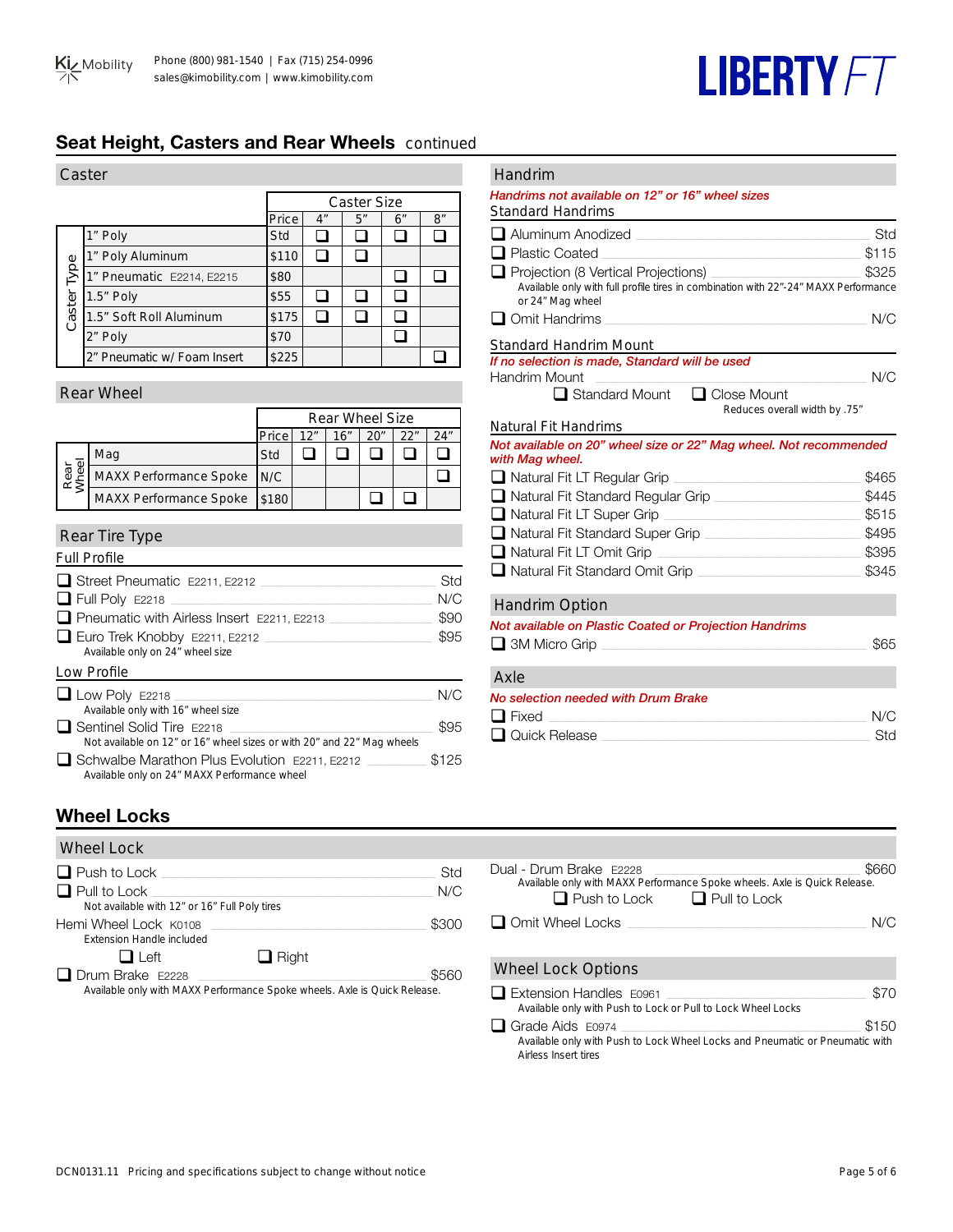## Seat Height, Casters and Rear Wheels continued

### Caster

| Caster Type | Price | 4" | 5" | 6" | 8" |
|---|---|---|---|---|---|
| 1" Poly | Std | ❑ | ❑ | ❑ | ❑ |
| 1" Poly Aluminum | $110 | ❑ | ❑ | | |
| 1" Pneumatic E2214, E2215 | $80 | | | ❑ | ❑ |
| 1.5" Poly | $55 | ❑ | ❑ | ❑ | |
| 1.5" Soft Roll Aluminum | $175 | ❑ | ❑ | ❑ | |
| 2" Poly | $70 | | | ❑ | |
| 2" Pneumatic w/ Foam Insert | $225 | | | | ❑ |

### Rear Wheel

| Rear Wheel | Price | 12" | 16" | 20" | 22" | 24" |
|---|---|---|---|---|---|---|
| Mag | Std | ❑ | ❑ | ❑ | ❑ | ❑ |
| MAXX Performance Spoke | N/C | | | | | ❑ |
| MAXX Performance Spoke | $180 | | | ❑ | ❑ | |

### Rear Tire Type

**Full Profile**

- ❑ Street Pneumatic E2211, E2212 — Std
- ❑ Full Poly E2218 — N/C
- ❑ Pneumatic with Airless Insert E2211, E2213 — $90
- ❑ Euro Trek Knobby E2211, E2212 — $95
  Available only on 24" wheel size

**Low Profile**

- ❑ Low Poly E2218 — N/C
  Available only with 16" wheel size
- ❑ Sentinel Solid Tire E2218 — $95
  Not available on 12" or 16" wheel sizes or with 20" and 22" Mag wheels
- ❑ Schwalbe Marathon Plus Evolution E2211, E2212 — $125
  Available only on 24" MAXX Performance wheel

### Handrim

*Handrims not available on 12" or 16" wheel sizes*

**Standard Handrims**

- ❑ Aluminum Anodized — Std
- ❑ Plastic Coated — $115
- ❑ Projection (8 Vertical Projections) — $325
  Available only with full profile tires in combination with 22"-24" MAXX Performance or 24" Mag wheel
- ❑ Omit Handrims — N/C

**Standard Handrim Mount**

*If no selection is made, Standard will be used*

Handrim Mount — N/C
❑ Standard Mount ❑ Close Mount
Reduces overall width by .75"

**Natural Fit Handrims**

*Not available on 20" wheel size or 22" Mag wheel. Not recommended with Mag wheel.*

- ❑ Natural Fit LT Regular Grip — $465
- ❑ Natural Fit Standard Regular Grip — $445
- ❑ Natural Fit LT Super Grip — $515
- ❑ Natural Fit Standard Super Grip — $495
- ❑ Natural Fit LT Omit Grip — $395
- ❑ Natural Fit Standard Omit Grip — $345

### Handrim Option

*Not available on Plastic Coated or Projection Handrims*

- ❑ 3M Micro Grip — $65

### Axle

*No selection needed with Drum Brake*

- ❑ Fixed — N/C
- ❑ Quick Release — Std

## Wheel Locks

### Wheel Lock

- ❑ Push to Lock — Std
- ❑ Pull to Lock — N/C
  Not available with 12" or 16" Full Poly tires

Hemi Wheel Lock K0108 — $300
Extension Handle included
❑ Left ❑ Right

- ❑ Drum Brake E2228 — $560
  Available only with MAXX Performance Spoke wheels. Axle is Quick Release.

Dual - Drum Brake E2228 — $660
Available only with MAXX Performance Spoke wheels. Axle is Quick Release.
❑ Push to Lock ❑ Pull to Lock

- ❑ Omit Wheel Locks — N/C

### Wheel Lock Options

- ❑ Extension Handles E0961 — $70
  Available only with Push to Lock or Pull to Lock Wheel Locks
- ❑ Grade Aids E0974 — $150
  Available only with Push to Lock Wheel Locks and Pneumatic or Pneumatic with Airless Insert tires

DCN0131.11 Pricing and specifications subject to change without notice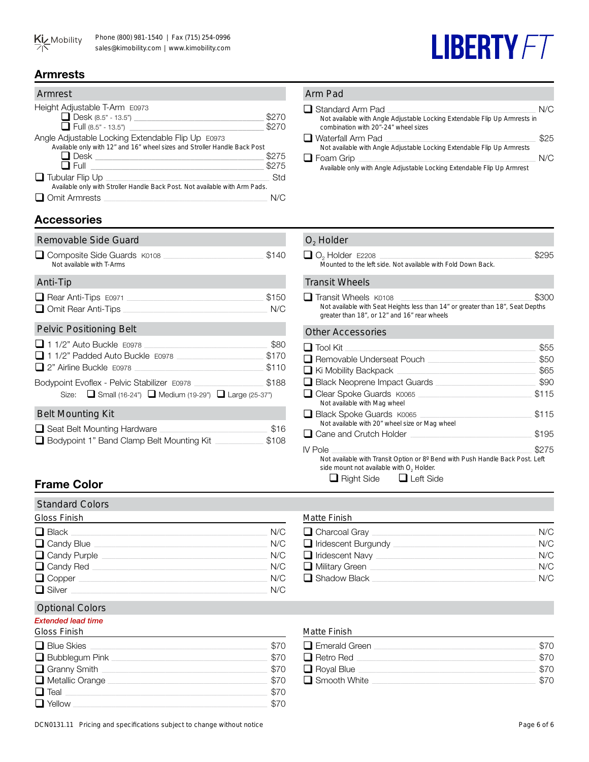# Armrests

## Armrest

Height Adjustable T-Arm E0973

- ❑ Desk (8.5" - 13.5") — $270
- ❑ Full (8.5" - 13.5") — $270

Angle Adjustable Locking Extendable Flip Up E0973

Available only with 12" and 16" wheel sizes and Stroller Handle Back Post

- ❑ Desk — $275
- ❑ Full — $275

❑ Tubular Flip Up — Std

Available only with Stroller Handle Back Post. Not available with Arm Pads.

❑ Omit Armrests — N/C

## Arm Pad

❑ Standard Arm Pad — N/C

Not available with Angle Adjustable Locking Extendable Flip Up Armrests in combination with 20"-24" wheel sizes

❑ Waterfall Arm Pad — $25

Not available with Angle Adjustable Locking Extendable Flip Up Armrests

❑ Foam Grip — N/C

Available only with Angle Adjustable Locking Extendable Flip Up Armrest

# Accessories

## Removable Side Guard

❑ Composite Side Guards K0108 — $140

Not available with T-Arms

## Anti-Tip

- ❑ Rear Anti-Tips E0971 — $150
- ❑ Omit Rear Anti-Tips — N/C

## Pelvic Positioning Belt

- ❑ 1 1/2" Auto Buckle E0978 — $80
- ❑ 1 1/2" Padded Auto Buckle E0978 — $170
- ❑ 2" Airline Buckle E0978 — $110

Bodypoint Evoflex - Pelvic Stabilizer E0978 — $188

Size: ❑ Small (16-24") ❑ Medium (19-29") ❑ Large (25-37")

## Belt Mounting Kit

- ❑ Seat Belt Mounting Hardware — $16
- ❑ Bodypoint 1" Band Clamp Belt Mounting Kit — $108

## $O_2$ Holder

❑ $O_2$ Holder E2208 — $295

Mounted to the left side. Not available with Fold Down Back.

## Transit Wheels

❑ Transit Wheels K0108 — $300

Not available with Seat Heights less than 14" or greater than 18", Seat Depths greater than 18", or 12" and 16" rear wheels

## Other Accessories

- ❑ Tool Kit — $55
- ❑ Removable Underseat Pouch — $50
- ❑ Ki Mobility Backpack — $65
- ❑ Black Neoprene Impact Guards — $90
- ❑ Clear Spoke Guards K0065 — $115
  Not available with Mag wheel
- ❑ Black Spoke Guards K0065 — $115
  Not available with 20" wheel size or Mag wheel
- ❑ Cane and Crutch Holder — $195

IV Pole — $275

Not available with Transit Option or 8º Bend with Push Handle Back Post. Left side mount not available with $O_2$ Holder.

❑ Right Side ❑ Left Side

# Frame Color

## Standard Colors

### Gloss Finish

- ❑ Black — N/C
- ❑ Candy Blue — N/C
- ❑ Candy Purple — N/C
- ❑ Candy Red — N/C
- ❑ Copper — N/C
- ❑ Silver — N/C

### Matte Finish

- ❑ Charcoal Gray — N/C
- ❑ Iridescent Burgundy — N/C
- ❑ Iridescent Navy — N/C
- ❑ Military Green — N/C
- ❑ Shadow Black — N/C

## Optional Colors

*Extended lead time*

### Gloss Finish

- ❑ Blue Skies — $70
- ❑ Bubblegum Pink — $70
- ❑ Granny Smith — $70
- ❑ Metallic Orange — $70
- ❑ Teal — $70
- ❑ Yellow — $70

### Matte Finish

- ❑ Emerald Green — $70
- ❑ Retro Red — $70
- ❑ Royal Blue — $70
- ❑ Smooth White — $70

DCN0131.11 Pricing and specifications subject to change without notice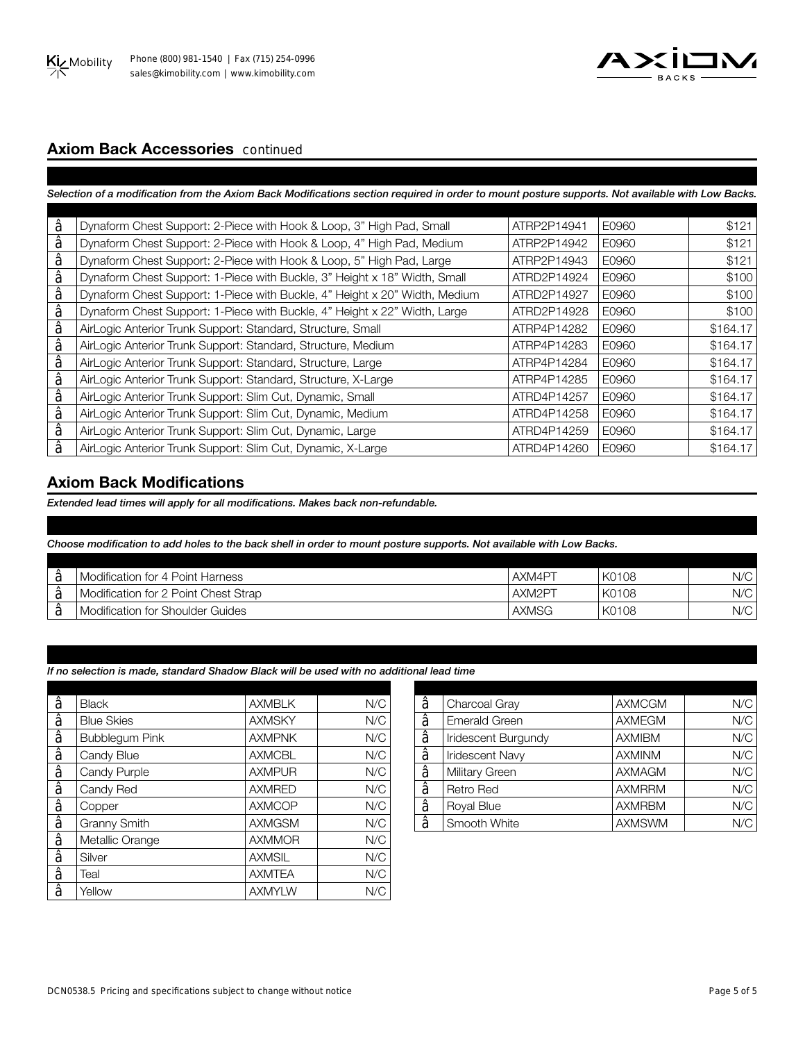## Axiom Back Accessories continued

*Selection of a modification from the Axiom Back Modifications section required in order to mount posture supports. Not available with Low Backs.*

| | | | | |
|---|---|---|---|---|
| â | Dynaform Chest Support: 2-Piece with Hook & Loop, 3" High Pad, Small | ATRP2P14941 | E0960 | $121 |
| â | Dynaform Chest Support: 2-Piece with Hook & Loop, 4" High Pad, Medium | ATRP2P14942 | E0960 | $121 |
| â | Dynaform Chest Support: 2-Piece with Hook & Loop, 5" High Pad, Large | ATRP2P14943 | E0960 | $121 |
| â | Dynaform Chest Support: 1-Piece with Buckle, 3" Height x 18" Width, Small | ATRD2P14924 | E0960 | $100 |
| â | Dynaform Chest Support: 1-Piece with Buckle, 4" Height x 20" Width, Medium | ATRD2P14927 | E0960 | $100 |
| â | Dynaform Chest Support: 1-Piece with Buckle, 4" Height x 22" Width, Large | ATRD2P14928 | E0960 | $100 |
| â | AirLogic Anterior Trunk Support: Standard, Structure, Small | ATRP4P14282 | E0960 | $164.17 |
| â | AirLogic Anterior Trunk Support: Standard, Structure, Medium | ATRP4P14283 | E0960 | $164.17 |
| â | AirLogic Anterior Trunk Support: Standard, Structure, Large | ATRP4P14284 | E0960 | $164.17 |
| â | AirLogic Anterior Trunk Support: Standard, Structure, X-Large | ATRP4P14285 | E0960 | $164.17 |
| â | AirLogic Anterior Trunk Support: Slim Cut, Dynamic, Small | ATRD4P14257 | E0960 | $164.17 |
| â | AirLogic Anterior Trunk Support: Slim Cut, Dynamic, Medium | ATRD4P14258 | E0960 | $164.17 |
| â | AirLogic Anterior Trunk Support: Slim Cut, Dynamic, Large | ATRD4P14259 | E0960 | $164.17 |
| â | AirLogic Anterior Trunk Support: Slim Cut, Dynamic, X-Large | ATRD4P14260 | E0960 | $164.17 |

## Axiom Back Modifications

*Extended lead times will apply for all modifications. Makes back non-refundable.*

*Choose modification to add holes to the back shell in order to mount posture supports. Not available with Low Backs.*

| | | | | |
|---|---|---|---|---|
| â | Modification for 4 Point Harness | AXM4PT | K0108 | N/C |
| â | Modification for 2 Point Chest Strap | AXM2PT | K0108 | N/C |
| â | Modification for Shoulder Guides | AXMSG | K0108 | N/C |

*If no selection is made, standard Shadow Black will be used with no additional lead time*

| | | | |
|---|---|---|---|
| â | Black | AXMBLK | N/C |
| â | Blue Skies | AXMSKY | N/C |
| â | Bubblegum Pink | AXMPNK | N/C |
| â | Candy Blue | AXMCBL | N/C |
| â | Candy Purple | AXMPUR | N/C |
| â | Candy Red | AXMRED | N/C |
| â | Copper | AXMCOP | N/C |
| â | Granny Smith | AXMGSM | N/C |
| â | Metallic Orange | AXMMOR | N/C |
| â | Silver | AXMSIL | N/C |
| â | Teal | AXMTEA | N/C |
| â | Yellow | AXMYLW | N/C |
| â | Charcoal Gray | AXMCGM | N/C |
| â | Emerald Green | AXMEGM | N/C |
| â | Iridescent Burgundy | AXMIBM | N/C |
| â | Iridescent Navy | AXMINM | N/C |
| â | Military Green | AXMAGM | N/C |
| â | Retro Red | AXMRRM | N/C |
| â | Royal Blue | AXMRBM | N/C |
| â | Smooth White | AXMSWM | N/C |

DCN0538.5 Pricing and specifications subject to change without notice